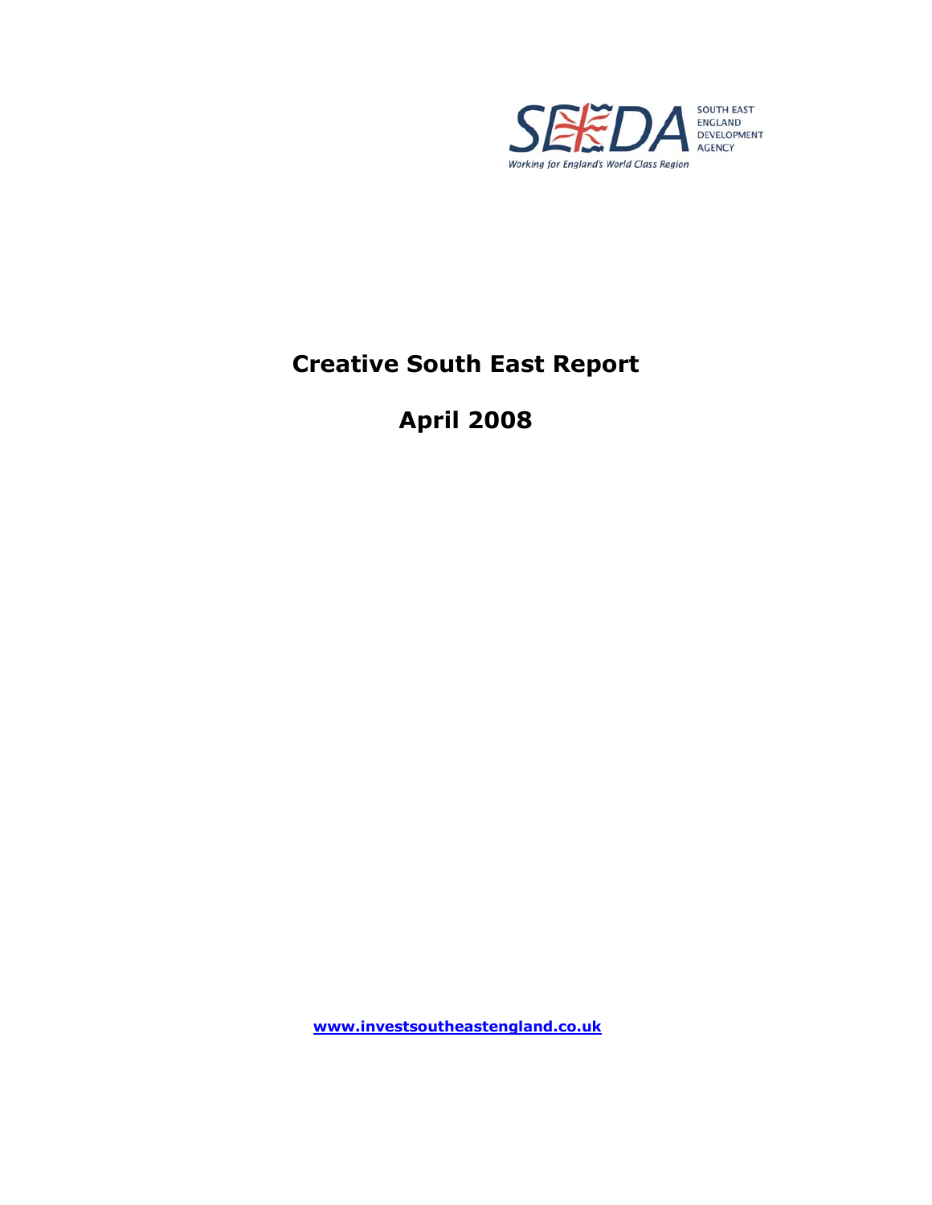SEEDA SOUTH EAST ENGLAND DEVELOPMENT AGENCY

*Working for England's World Class Region*

# Creative South East Report

# April 2008

**[www.investsoutheastengland.co.uk](http://www.investsoutheastengland.co.uk)**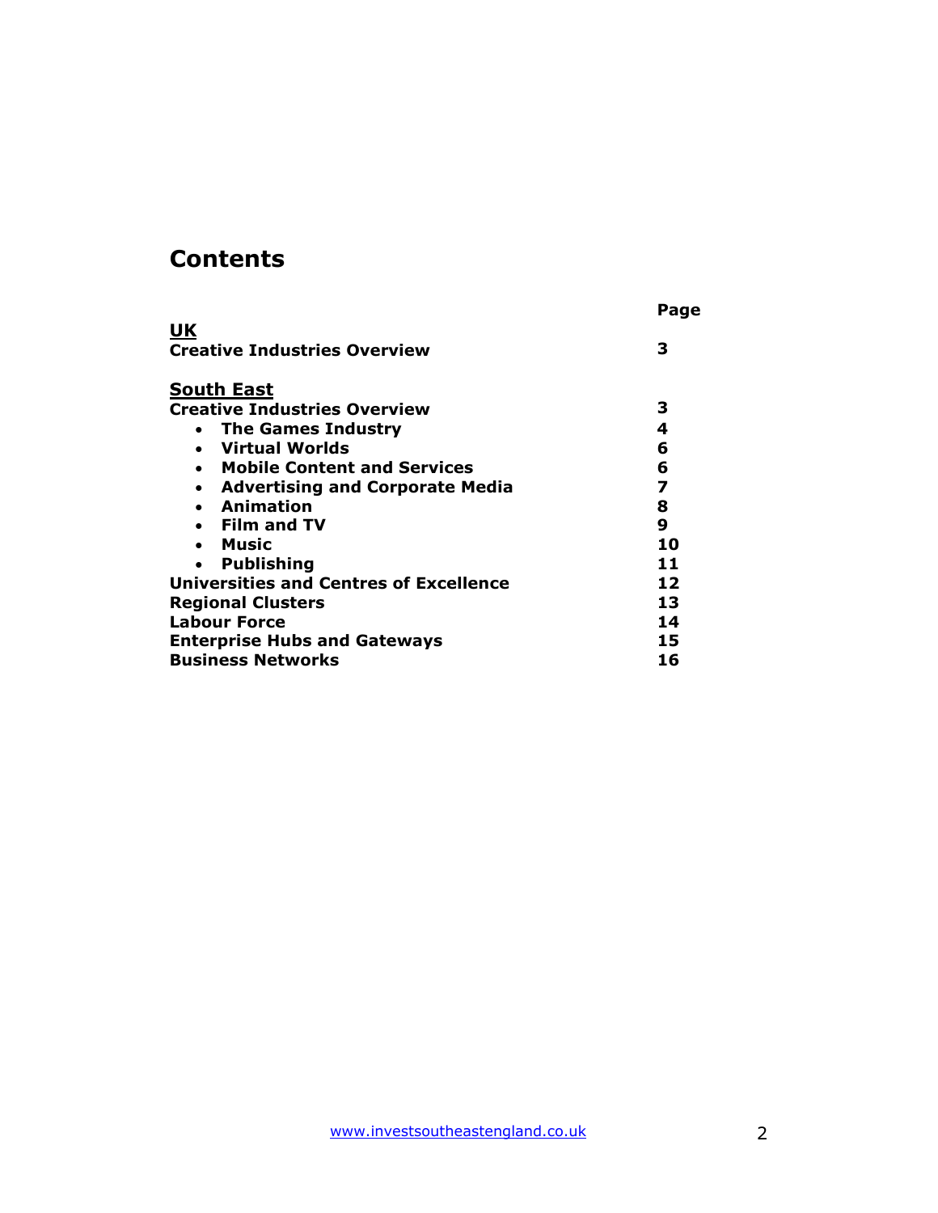# Contents

| | Page |
|---|---|
| **UK** | |
| **Creative Industries Overview** | **3** |
| | |
| **South East** | |
| **Creative Industries Overview** | **3** |
| • **The Games Industry** | **4** |
| • **Virtual Worlds** | **6** |
| • **Mobile Content and Services** | **6** |
| • **Advertising and Corporate Media** | **7** |
| • **Animation** | **8** |
| • **Film and TV** | **9** |
| • **Music** | **10** |
| • **Publishing** | **11** |
| **Universities and Centres of Excellence** | **12** |
| **Regional Clusters** | **13** |
| **Labour Force** | **14** |
| **Enterprise Hubs and Gateways** | **15** |
| **Business Networks** | **16** |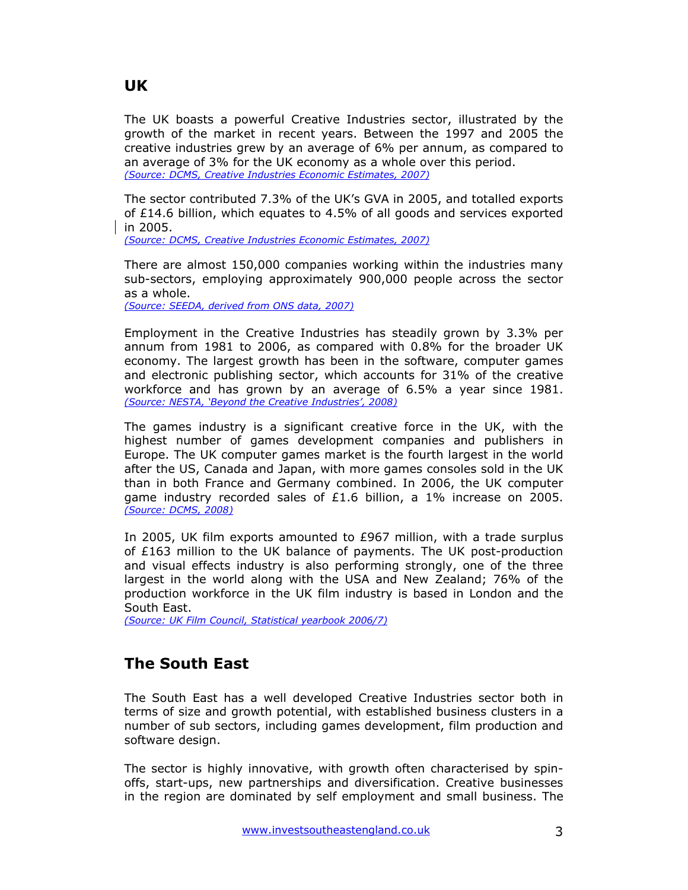## UK

The UK boasts a powerful Creative Industries sector, illustrated by the growth of the market in recent years. Between the 1997 and 2005 the creative industries grew by an average of 6% per annum, as compared to an average of 3% for the UK economy as a whole over this period.
*(Source: DCMS, Creative Industries Economic Estimates, 2007)*

The sector contributed 7.3% of the UK's GVA in 2005, and totalled exports of £14.6 billion, which equates to 4.5% of all goods and services exported in 2005.
*(Source: DCMS, Creative Industries Economic Estimates, 2007)*

There are almost 150,000 companies working within the industries many sub-sectors, employing approximately 900,000 people across the sector as a whole.
*(Source: SEEDA, derived from ONS data, 2007)*

Employment in the Creative Industries has steadily grown by 3.3% per annum from 1981 to 2006, as compared with 0.8% for the broader UK economy. The largest growth has been in the software, computer games and electronic publishing sector, which accounts for 31% of the creative workforce and has grown by an average of 6.5% a year since 1981. *(Source: NESTA, 'Beyond the Creative Industries', 2008)*

The games industry is a significant creative force in the UK, with the highest number of games development companies and publishers in Europe. The UK computer games market is the fourth largest in the world after the US, Canada and Japan, with more games consoles sold in the UK than in both France and Germany combined. In 2006, the UK computer game industry recorded sales of £1.6 billion, a 1% increase on 2005. *(Source: DCMS, 2008)*

In 2005, UK film exports amounted to £967 million, with a trade surplus of £163 million to the UK balance of payments. The UK post-production and visual effects industry is also performing strongly, one of the three largest in the world along with the USA and New Zealand; 76% of the production workforce in the UK film industry is based in London and the South East.
*(Source: UK Film Council, Statistical yearbook 2006/7)*

## The South East

The South East has a well developed Creative Industries sector both in terms of size and growth potential, with established business clusters in a number of sub sectors, including games development, film production and software design.

The sector is highly innovative, with growth often characterised by spin-offs, start-ups, new partnerships and diversification. Creative businesses in the region are dominated by self employment and small business. The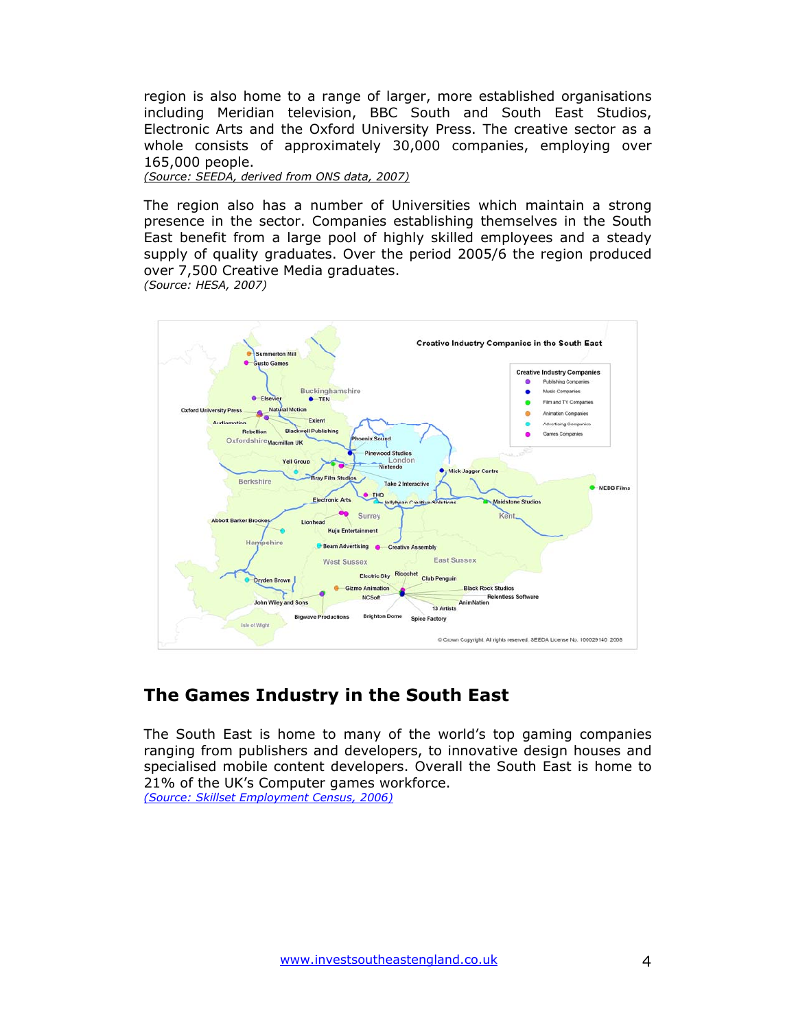region is also home to a range of larger, more established organisations including Meridian television, BBC South and South East Studios, Electronic Arts and the Oxford University Press. The creative sector as a whole consists of approximately 30,000 companies, employing over 165,000 people.
*(Source: SEEDA, derived from ONS data, 2007)*

The region also has a number of Universities which maintain a strong presence in the sector. Companies establishing themselves in the South East benefit from a large pool of highly skilled employees and a steady supply of quality graduates. Over the period 2005/6 the region produced over 7,500 Creative Media graduates.
*(Source: HESA, 2007)*

## The Games Industry in the South East

The South East is home to many of the world's top gaming companies ranging from publishers and developers, to innovative design houses and specialised mobile content developers. Overall the South East is home to 21% of the UK's Computer games workforce.
*(Source: Skillset Employment Census, 2006)*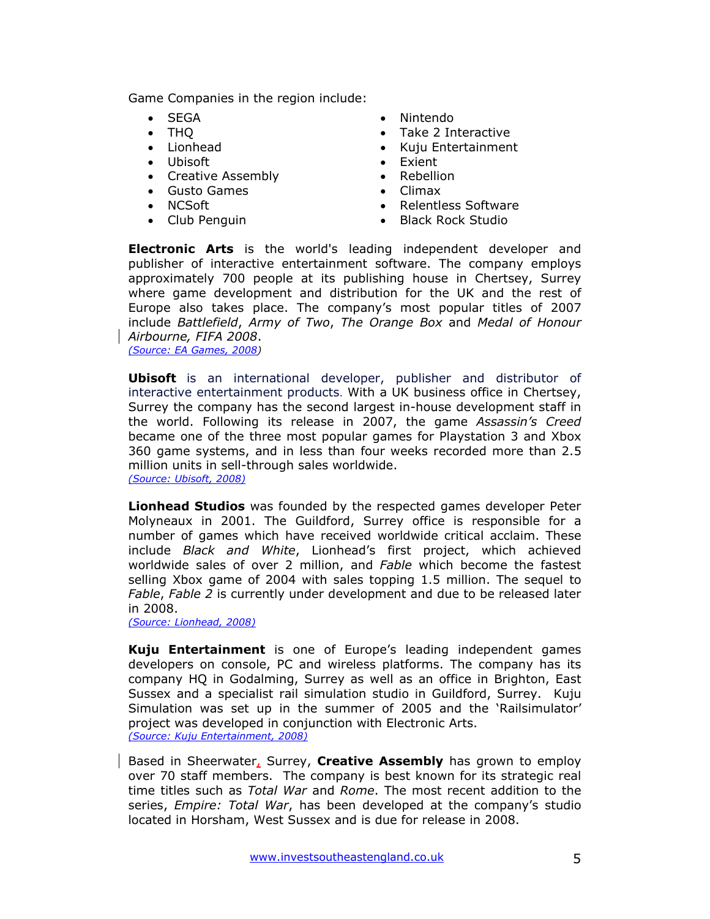Game Companies in the region include:

- SEGA
- THQ
- Lionhead
- Ubisoft
- Creative Assembly
- Gusto Games
- NCSoft
- Club Penguin
- Nintendo
- Take 2 Interactive
- Kuju Entertainment
- Exient
- Rebellion
- Climax
- Relentless Software
- Black Rock Studio

**Electronic Arts** is the world's leading independent developer and publisher of interactive entertainment software. The company employs approximately 700 people at its publishing house in Chertsey, Surrey where game development and distribution for the UK and the rest of Europe also takes place. The company's most popular titles of 2007 include *Battlefield*, *Army of Two*, *The Orange Box* and *Medal of Honour Airbourne, FIFA 2008*.
*(Source: EA Games, 2008)*

**Ubisoft** is an international developer, publisher and distributor of interactive entertainment products. With a UK business office in Chertsey, Surrey the company has the second largest in-house development staff in the world. Following its release in 2007, the game *Assassin's Creed* became one of the three most popular games for Playstation 3 and Xbox 360 game systems, and in less than four weeks recorded more than 2.5 million units in sell-through sales worldwide.
*(Source: Ubisoft, 2008)*

**Lionhead Studios** was founded by the respected games developer Peter Molyneaux in 2001. The Guildford, Surrey office is responsible for a number of games which have received worldwide critical acclaim. These include *Black and White*, Lionhead's first project, which achieved worldwide sales of over 2 million, and *Fable* which become the fastest selling Xbox game of 2004 with sales topping 1.5 million. The sequel to *Fable*, *Fable 2* is currently under development and due to be released later in 2008.
*(Source: Lionhead, 2008)*

**Kuju Entertainment** is one of Europe's leading independent games developers on console, PC and wireless platforms. The company has its company HQ in Godalming, Surrey as well as an office in Brighton, East Sussex and a specialist rail simulation studio in Guildford, Surrey. Kuju Simulation was set up in the summer of 2005 and the 'Railsimulator' project was developed in conjunction with Electronic Arts.
*(Source: Kuju Entertainment, 2008)*

Based in Sheerwater, Surrey, **Creative Assembly** has grown to employ over 70 staff members. The company is best known for its strategic real time titles such as *Total War* and *Rome*. The most recent addition to the series, *Empire: Total War*, has been developed at the company's studio located in Horsham, West Sussex and is due for release in 2008.

www.investsoutheastengland.co.uk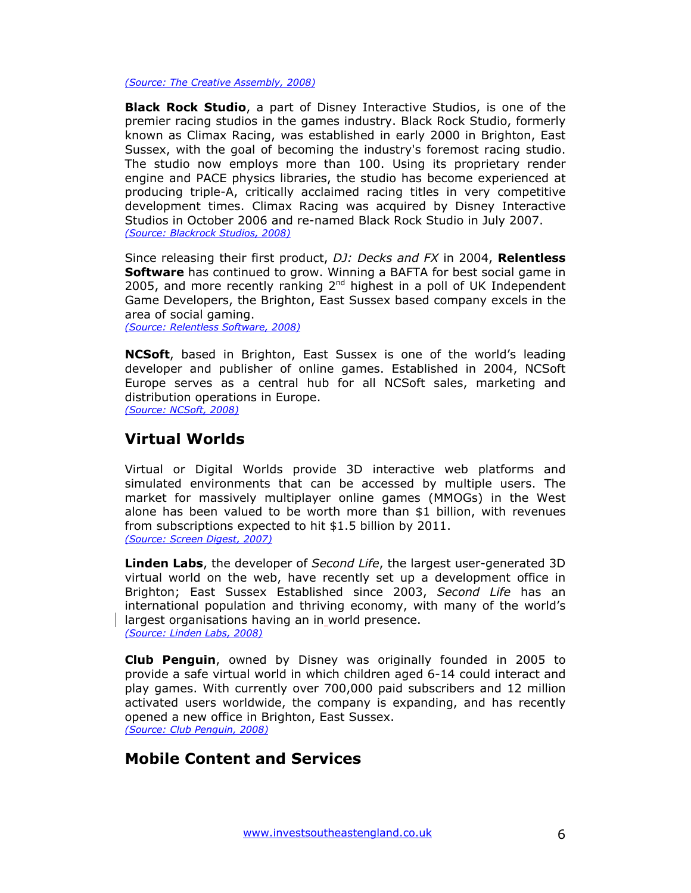*(Source: The Creative Assembly, 2008)*

**Black Rock Studio**, a part of Disney Interactive Studios, is one of the premier racing studios in the games industry. Black Rock Studio, formerly known as Climax Racing, was established in early 2000 in Brighton, East Sussex, with the goal of becoming the industry's foremost racing studio. The studio now employs more than 100. Using its proprietary render engine and PACE physics libraries, the studio has become experienced at producing triple-A, critically acclaimed racing titles in very competitive development times. Climax Racing was acquired by Disney Interactive Studios in October 2006 and re-named Black Rock Studio in July 2007.
*(Source: Blackrock Studios, 2008)*

Since releasing their first product, *DJ: Decks and FX* in 2004, **Relentless Software** has continued to grow. Winning a BAFTA for best social game in 2005, and more recently ranking 2nd highest in a poll of UK Independent Game Developers, the Brighton, East Sussex based company excels in the area of social gaming.
*(Source: Relentless Software, 2008)*

**NCSoft**, based in Brighton, East Sussex is one of the world's leading developer and publisher of online games. Established in 2004, NCSoft Europe serves as a central hub for all NCSoft sales, marketing and distribution operations in Europe.
*(Source: NCSoft, 2008)*

## Virtual Worlds

Virtual or Digital Worlds provide 3D interactive web platforms and simulated environments that can be accessed by multiple users. The market for massively multiplayer online games (MMOGs) in the West alone has been valued to be worth more than $1 billion, with revenues from subscriptions expected to hit $1.5 billion by 2011.
*(Source: Screen Digest, 2007)*

**Linden Labs**, the developer of *Second Life*, the largest user-generated 3D virtual world on the web, have recently set up a development office in Brighton; East Sussex Established since 2003, *Second Life* has an international population and thriving economy, with many of the world's largest organisations having an in world presence.
*(Source: Linden Labs, 2008)*

**Club Penguin**, owned by Disney was originally founded in 2005 to provide a safe virtual world in which children aged 6-14 could interact and play games. With currently over 700,000 paid subscribers and 12 million activated users worldwide, the company is expanding, and has recently opened a new office in Brighton, East Sussex.
*(Source: Club Penguin, 2008)*

## Mobile Content and Services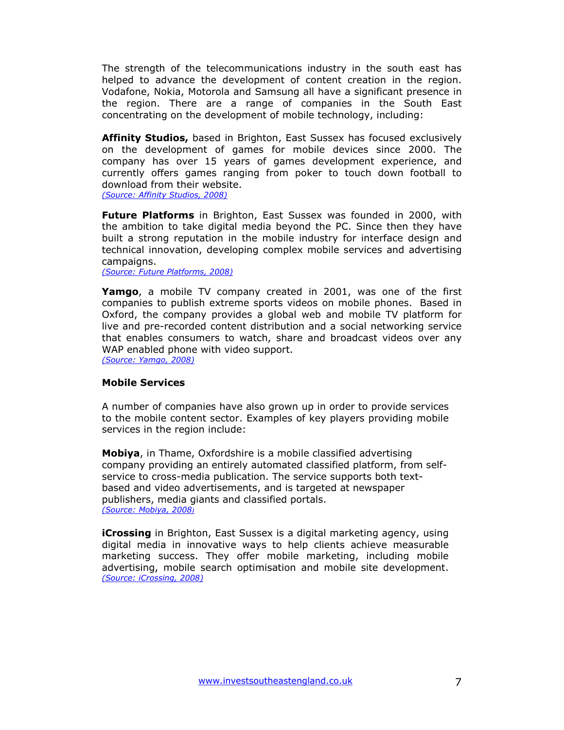The strength of the telecommunications industry in the south east has helped to advance the development of content creation in the region. Vodafone, Nokia, Motorola and Samsung all have a significant presence in the region. There are a range of companies in the South East concentrating on the development of mobile technology, including:

**Affinity Studios,** based in Brighton, East Sussex has focused exclusively on the development of games for mobile devices since 2000. The company has over 15 years of games development experience, and currently offers games ranging from poker to touch down football to download from their website.
*(Source: Affinity Studios, 2008)*

**Future Platforms** in Brighton, East Sussex was founded in 2000, with the ambition to take digital media beyond the PC. Since then they have built a strong reputation in the mobile industry for interface design and technical innovation, developing complex mobile services and advertising campaigns.
*(Source: Future Platforms, 2008)*

**Yamgo**, a mobile TV company created in 2001, was one of the first companies to publish extreme sports videos on mobile phones. Based in Oxford, the company provides a global web and mobile TV platform for live and pre-recorded content distribution and a social networking service that enables consumers to watch, share and broadcast videos over any WAP enabled phone with video support.
*(Source: Yamgo, 2008)*

**Mobile Services**

A number of companies have also grown up in order to provide services to the mobile content sector. Examples of key players providing mobile services in the region include:

**Mobiya**, in Thame, Oxfordshire is a mobile classified advertising company providing an entirely automated classified platform, from self-service to cross-media publication. The service supports both text-based and video advertisements, and is targeted at newspaper publishers, media giants and classified portals.
*(Source: Mobiya, 2008)*

**iCrossing** in Brighton, East Sussex is a digital marketing agency, using digital media in innovative ways to help clients achieve measurable marketing success. They offer mobile marketing, including mobile advertising, mobile search optimisation and mobile site development.
*(Source: iCrossing, 2008)*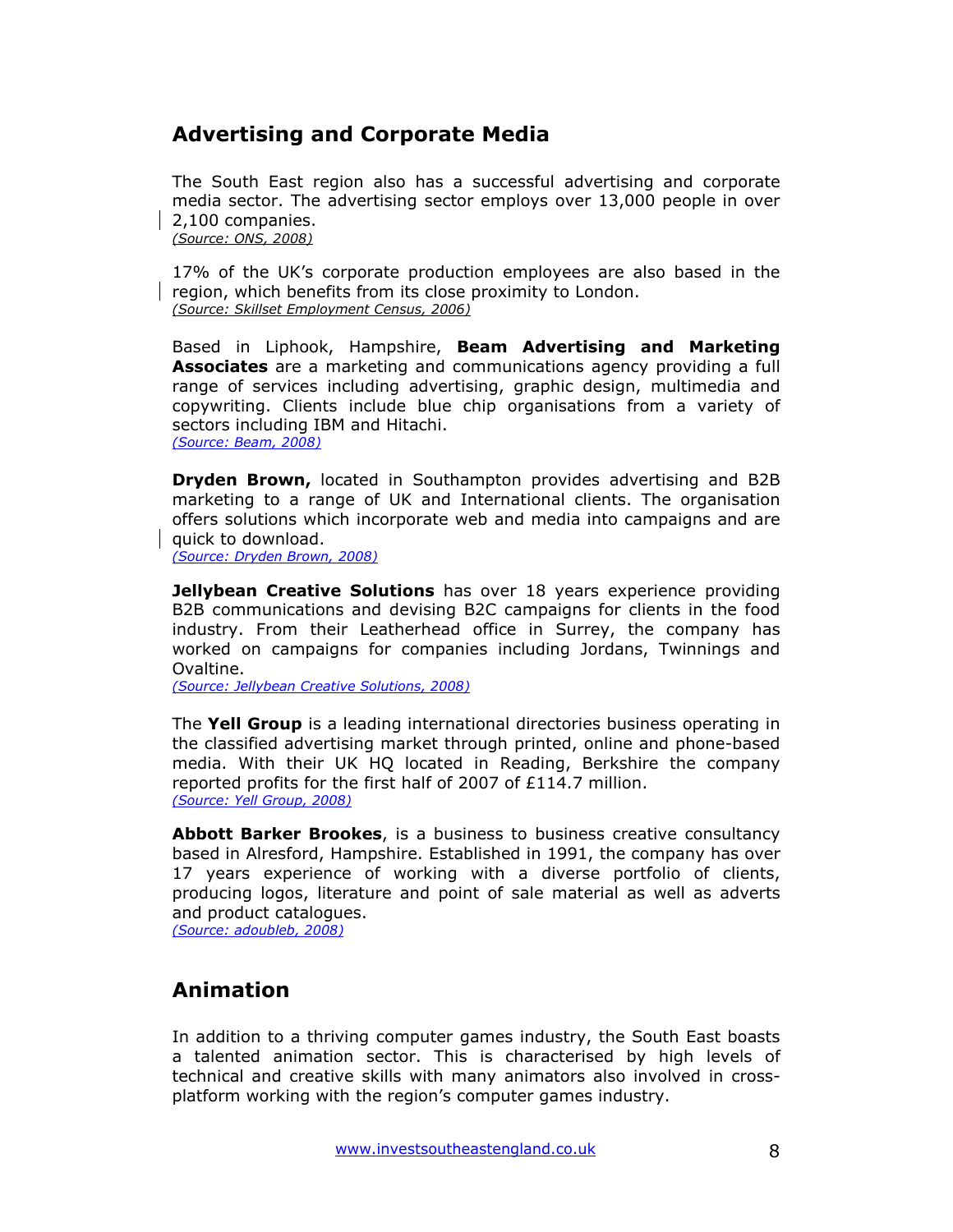## Advertising and Corporate Media

The South East region also has a successful advertising and corporate media sector. The advertising sector employs over 13,000 people in over 2,100 companies.
*(Source: ONS, 2008)*

17% of the UK's corporate production employees are also based in the region, which benefits from its close proximity to London.
*(Source: Skillset Employment Census, 2006)*

Based in Liphook, Hampshire, **Beam Advertising and Marketing Associates** are a marketing and communications agency providing a full range of services including advertising, graphic design, multimedia and copywriting. Clients include blue chip organisations from a variety of sectors including IBM and Hitachi.
*(Source: Beam, 2008)*

**Dryden Brown,** located in Southampton provides advertising and B2B marketing to a range of UK and International clients. The organisation offers solutions which incorporate web and media into campaigns and are quick to download.
*(Source: Dryden Brown, 2008)*

**Jellybean Creative Solutions** has over 18 years experience providing B2B communications and devising B2C campaigns for clients in the food industry. From their Leatherhead office in Surrey, the company has worked on campaigns for companies including Jordans, Twinnings and Ovaltine.
*(Source: Jellybean Creative Solutions, 2008)*

The **Yell Group** is a leading international directories business operating in the classified advertising market through printed, online and phone-based media. With their UK HQ located in Reading, Berkshire the company reported profits for the first half of 2007 of £114.7 million.
*(Source: Yell Group, 2008)*

**Abbott Barker Brookes**, is a business to business creative consultancy based in Alresford, Hampshire. Established in 1991, the company has over 17 years experience of working with a diverse portfolio of clients, producing logos, literature and point of sale material as well as adverts and product catalogues.
*(Source: adoubleb, 2008)*

## Animation

In addition to a thriving computer games industry, the South East boasts a talented animation sector. This is characterised by high levels of technical and creative skills with many animators also involved in cross-platform working with the region's computer games industry.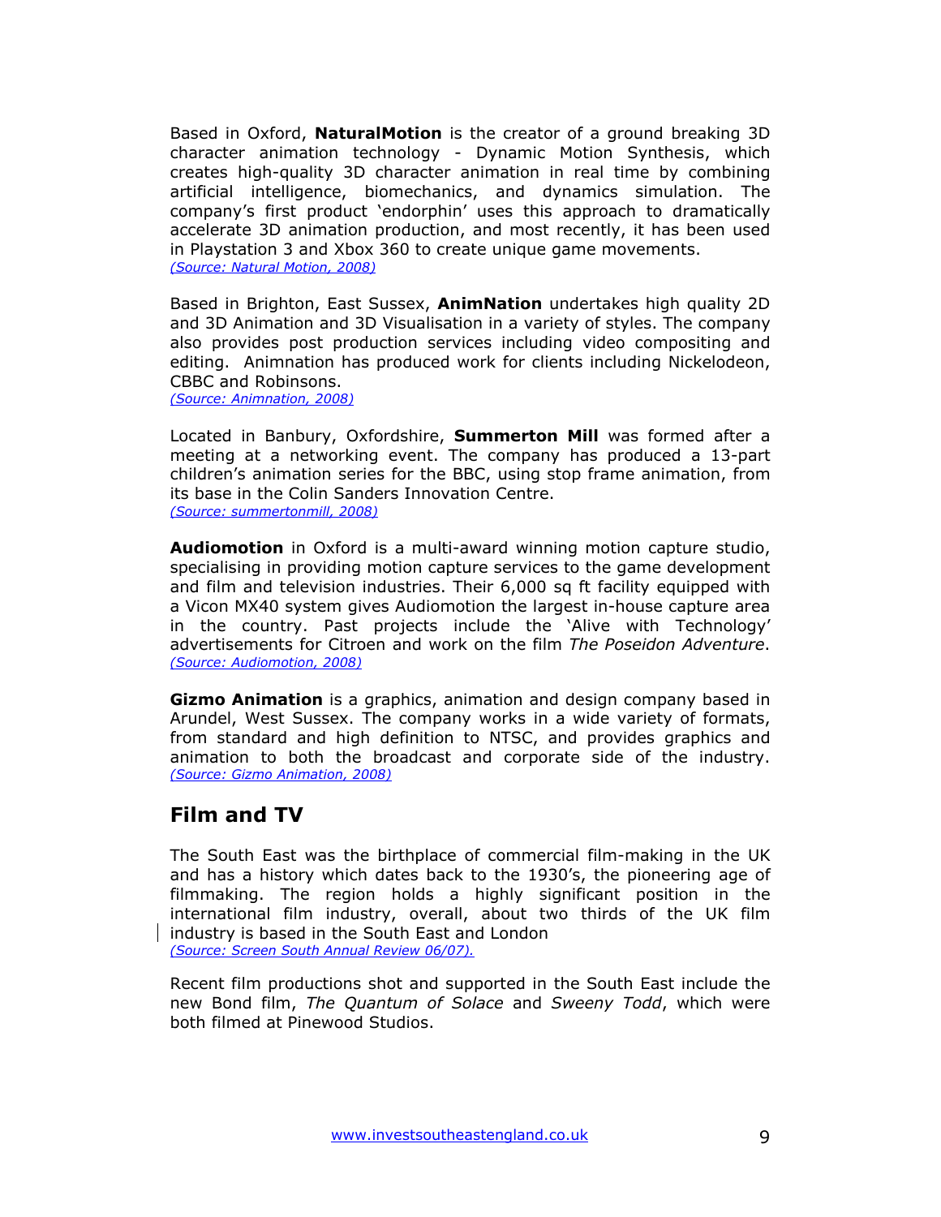Based in Oxford, **NaturalMotion** is the creator of a ground breaking 3D character animation technology - Dynamic Motion Synthesis, which creates high-quality 3D character animation in real time by combining artificial intelligence, biomechanics, and dynamics simulation. The company's first product 'endorphin' uses this approach to dramatically accelerate 3D animation production, and most recently, it has been used in Playstation 3 and Xbox 360 to create unique game movements.
*(Source: Natural Motion, 2008)*

Based in Brighton, East Sussex, **AnimNation** undertakes high quality 2D and 3D Animation and 3D Visualisation in a variety of styles. The company also provides post production services including video compositing and editing. Animnation has produced work for clients including Nickelodeon, CBBC and Robinsons.
*(Source: Animnation, 2008)*

Located in Banbury, Oxfordshire, **Summerton Mill** was formed after a meeting at a networking event. The company has produced a 13-part children's animation series for the BBC, using stop frame animation, from its base in the Colin Sanders Innovation Centre.
*(Source: summertonmill, 2008)*

**Audiomotion** in Oxford is a multi-award winning motion capture studio, specialising in providing motion capture services to the game development and film and television industries. Their 6,000 sq ft facility equipped with a Vicon MX40 system gives Audiomotion the largest in-house capture area in the country. Past projects include the 'Alive with Technology' advertisements for Citroen and work on the film *The Poseidon Adventure*.
*(Source: Audiomotion, 2008)*

**Gizmo Animation** is a graphics, animation and design company based in Arundel, West Sussex. The company works in a wide variety of formats, from standard and high definition to NTSC, and provides graphics and animation to both the broadcast and corporate side of the industry. *(Source: Gizmo Animation, 2008)*

## Film and TV

The South East was the birthplace of commercial film-making in the UK and has a history which dates back to the 1930's, the pioneering age of filmmaking. The region holds a highly significant position in the international film industry, overall, about two thirds of the UK film industry is based in the South East and London
*(Source: Screen South Annual Review 06/07).*

Recent film productions shot and supported in the South East include the new Bond film, *The Quantum of Solace* and *Sweeny Todd*, which were both filmed at Pinewood Studios.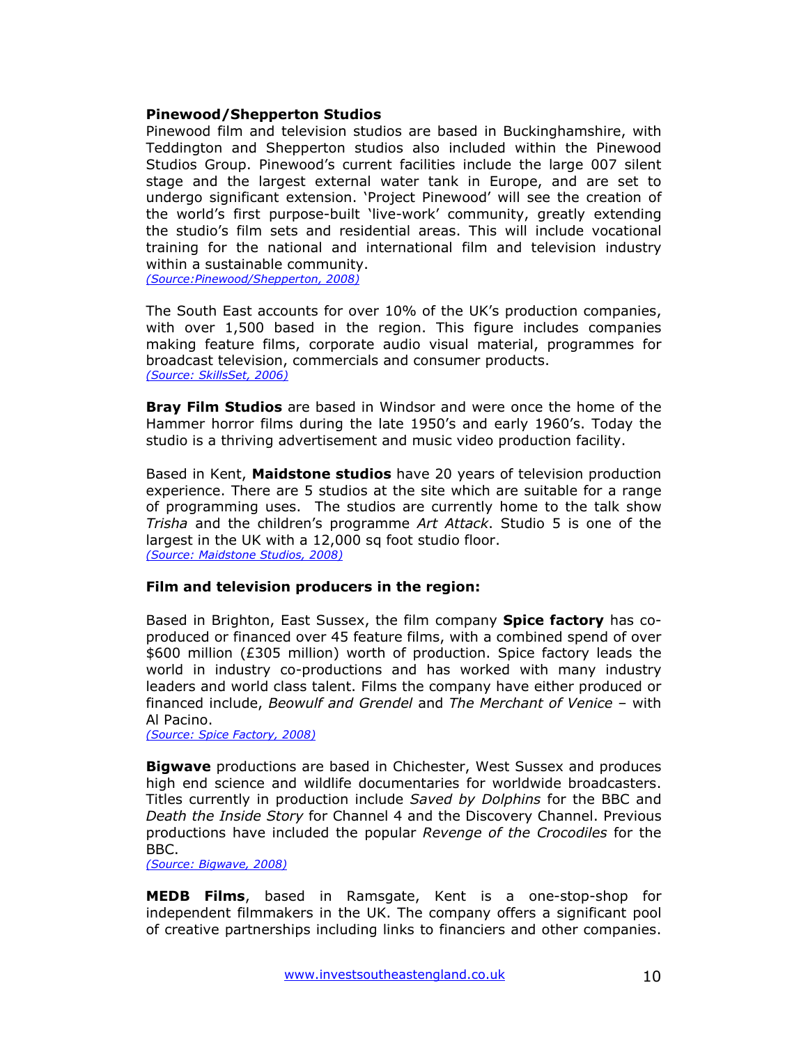**Pinewood/Shepperton Studios**

Pinewood film and television studios are based in Buckinghamshire, with Teddington and Shepperton studios also included within the Pinewood Studios Group. Pinewood's current facilities include the large 007 silent stage and the largest external water tank in Europe, and are set to undergo significant extension. 'Project Pinewood' will see the creation of the world's first purpose-built 'live-work' community, greatly extending the studio's film sets and residential areas. This will include vocational training for the national and international film and television industry within a sustainable community.
*(Source:Pinewood/Shepperton, 2008)*

The South East accounts for over 10% of the UK's production companies, with over 1,500 based in the region. This figure includes companies making feature films, corporate audio visual material, programmes for broadcast television, commercials and consumer products.
*(Source: SkillsSet, 2006)*

**Bray Film Studios** are based in Windsor and were once the home of the Hammer horror films during the late 1950's and early 1960's. Today the studio is a thriving advertisement and music video production facility.

Based in Kent, **Maidstone studios** have 20 years of television production experience. There are 5 studios at the site which are suitable for a range of programming uses. The studios are currently home to the talk show *Trisha* and the children's programme *Art Attack*. Studio 5 is one of the largest in the UK with a 12,000 sq foot studio floor.
*(Source: Maidstone Studios, 2008)*

**Film and television producers in the region:**

Based in Brighton, East Sussex, the film company **Spice factory** has co-produced or financed over 45 feature films, with a combined spend of over $600 million (£305 million) worth of production. Spice factory leads the world in industry co-productions and has worked with many industry leaders and world class talent. Films the company have either produced or financed include, *Beowulf and Grendel* and *The Merchant of Venice* – with Al Pacino.
*(Source: Spice Factory, 2008)*

**Bigwave** productions are based in Chichester, West Sussex and produces high end science and wildlife documentaries for worldwide broadcasters. Titles currently in production include *Saved by Dolphins* for the BBC and *Death the Inside Story* for Channel 4 and the Discovery Channel. Previous productions have included the popular *Revenge of the Crocodiles* for the BBC.
*(Source: Bigwave, 2008)*

**MEDB Films**, based in Ramsgate, Kent is a one-stop-shop for independent filmmakers in the UK. The company offers a significant pool of creative partnerships including links to financiers and other companies.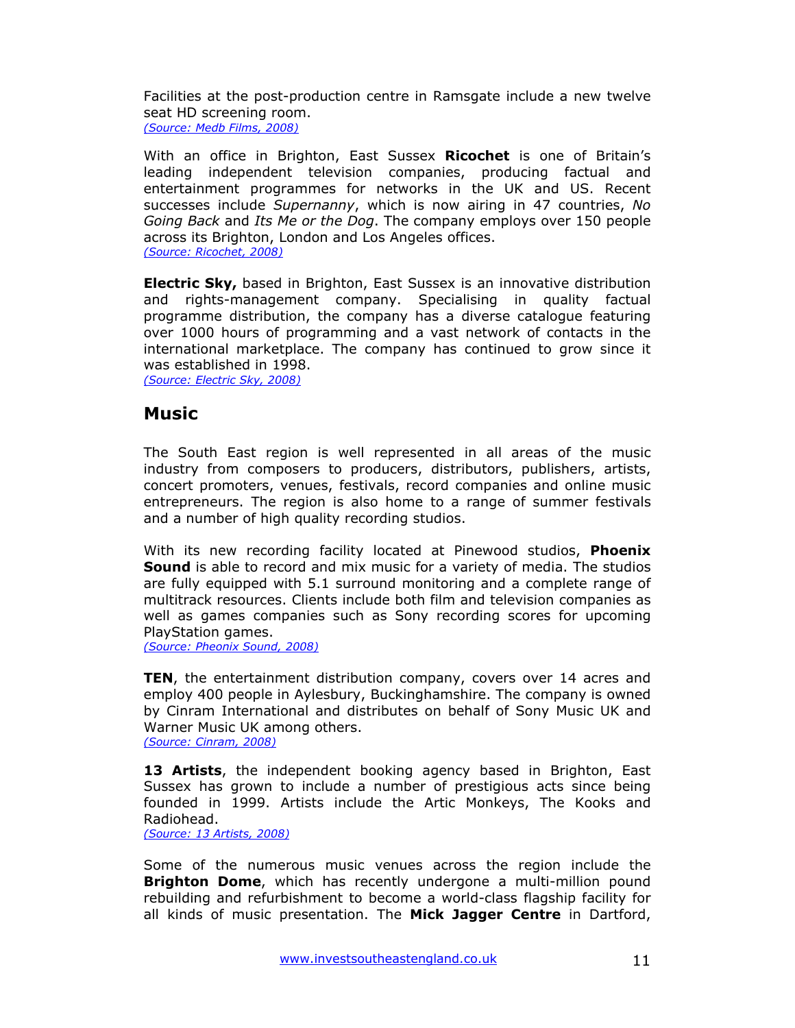Facilities at the post-production centre in Ramsgate include a new twelve seat HD screening room.
*(Source: Medb Films, 2008)*

With an office in Brighton, East Sussex **Ricochet** is one of Britain's leading independent television companies, producing factual and entertainment programmes for networks in the UK and US. Recent successes include *Supernanny*, which is now airing in 47 countries, *No Going Back* and *Its Me or the Dog*. The company employs over 150 people across its Brighton, London and Los Angeles offices.
*(Source: Ricochet, 2008)*

**Electric Sky,** based in Brighton, East Sussex is an innovative distribution and rights-management company. Specialising in quality factual programme distribution, the company has a diverse catalogue featuring over 1000 hours of programming and a vast network of contacts in the international marketplace. The company has continued to grow since it was established in 1998.
*(Source: Electric Sky, 2008)*

## Music

The South East region is well represented in all areas of the music industry from composers to producers, distributors, publishers, artists, concert promoters, venues, festivals, record companies and online music entrepreneurs. The region is also home to a range of summer festivals and a number of high quality recording studios.

With its new recording facility located at Pinewood studios, **Phoenix Sound** is able to record and mix music for a variety of media. The studios are fully equipped with 5.1 surround monitoring and a complete range of multitrack resources. Clients include both film and television companies as well as games companies such as Sony recording scores for upcoming PlayStation games.
*(Source: Pheonix Sound, 2008)*

**TEN**, the entertainment distribution company, covers over 14 acres and employ 400 people in Aylesbury, Buckinghamshire. The company is owned by Cinram International and distributes on behalf of Sony Music UK and Warner Music UK among others.
*(Source: Cinram, 2008)*

**13 Artists**, the independent booking agency based in Brighton, East Sussex has grown to include a number of prestigious acts since being founded in 1999. Artists include the Artic Monkeys, The Kooks and Radiohead.
*(Source: 13 Artists, 2008)*

Some of the numerous music venues across the region include the **Brighton Dome**, which has recently undergone a multi-million pound rebuilding and refurbishment to become a world-class flagship facility for all kinds of music presentation. The **Mick Jagger Centre** in Dartford,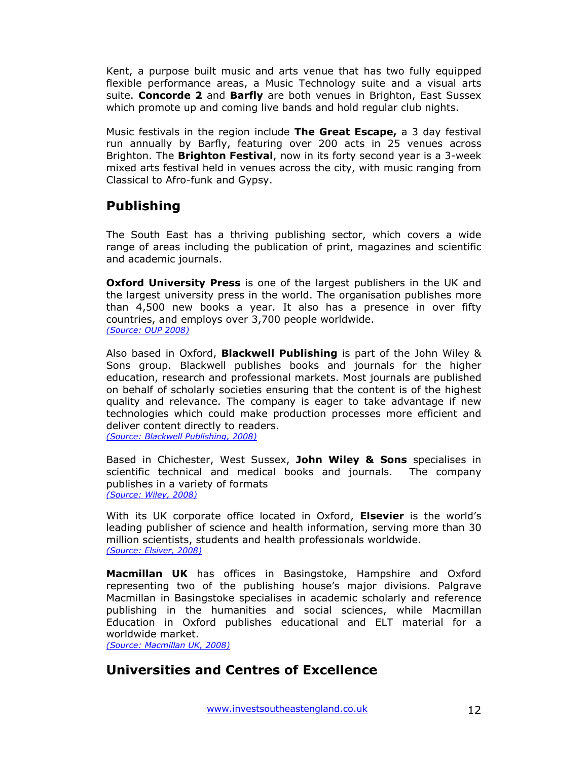Kent, a purpose built music and arts venue that has two fully equipped flexible performance areas, a Music Technology suite and a visual arts suite. **Concorde 2** and **Barfly** are both venues in Brighton, East Sussex which promote up and coming live bands and hold regular club nights.

Music festivals in the region include **The Great Escape,** a 3 day festival run annually by Barfly, featuring over 200 acts in 25 venues across Brighton. The **Brighton Festival**, now in its forty second year is a 3-week mixed arts festival held in venues across the city, with music ranging from Classical to Afro-funk and Gypsy.

## Publishing

The South East has a thriving publishing sector, which covers a wide range of areas including the publication of print, magazines and scientific and academic journals.

**Oxford University Press** is one of the largest publishers in the UK and the largest university press in the world. The organisation publishes more than 4,500 new books a year. It also has a presence in over fifty countries, and employs over 3,700 people worldwide.
*(Source: OUP 2008)*

Also based in Oxford, **Blackwell Publishing** is part of the John Wiley & Sons group. Blackwell publishes books and journals for the higher education, research and professional markets. Most journals are published on behalf of scholarly societies ensuring that the content is of the highest quality and relevance. The company is eager to take advantage if new technologies which could make production processes more efficient and deliver content directly to readers.
*(Source: Blackwell Publishing, 2008)*

Based in Chichester, West Sussex, **John Wiley & Sons** specialises in scientific technical and medical books and journals. The company publishes in a variety of formats
*(Source: Wiley, 2008)*

With its UK corporate office located in Oxford, **Elsevier** is the world's leading publisher of science and health information, serving more than 30 million scientists, students and health professionals worldwide.
*(Source: Elsiver, 2008)*

**Macmillan UK** has offices in Basingstoke, Hampshire and Oxford representing two of the publishing house's major divisions. Palgrave Macmillan in Basingstoke specialises in academic scholarly and reference publishing in the humanities and social sciences, while Macmillan Education in Oxford publishes educational and ELT material for a worldwide market.
*(Source: Macmillan UK, 2008)*

## Universities and Centres of Excellence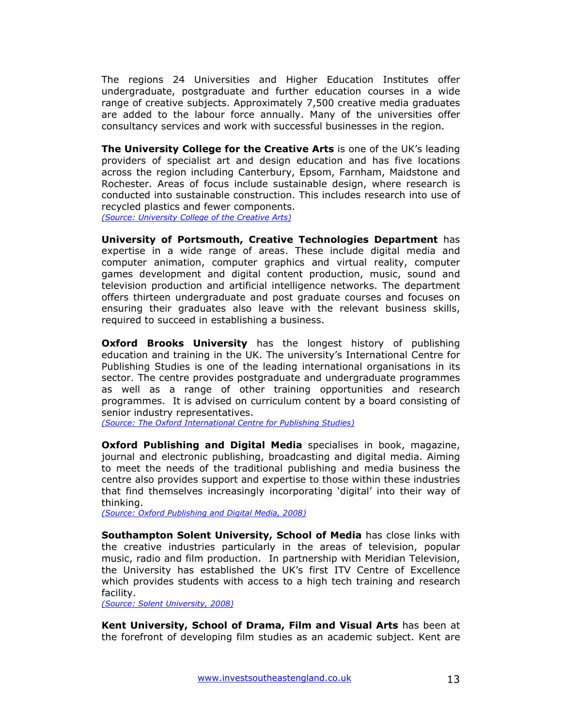The regions 24 Universities and Higher Education Institutes offer undergraduate, postgraduate and further education courses in a wide range of creative subjects. Approximately 7,500 creative media graduates are added to the labour force annually. Many of the universities offer consultancy services and work with successful businesses in the region.

**The University College for the Creative Arts** is one of the UK's leading providers of specialist art and design education and has five locations across the region including Canterbury, Epsom, Farnham, Maidstone and Rochester. Areas of focus include sustainable design, where research is conducted into sustainable construction. This includes research into use of recycled plastics and fewer components.
*(Source: University College of the Creative Arts)*

**University of Portsmouth, Creative Technologies Department** has expertise in a wide range of areas. These include digital media and computer animation, computer graphics and virtual reality, computer games development and digital content production, music, sound and television production and artificial intelligence networks. The department offers thirteen undergraduate and post graduate courses and focuses on ensuring their graduates also leave with the relevant business skills, required to succeed in establishing a business.

**Oxford Brooks University** has the longest history of publishing education and training in the UK. The university's International Centre for Publishing Studies is one of the leading international organisations in its sector. The centre provides postgraduate and undergraduate programmes as well as a range of other training opportunities and research programmes. It is advised on curriculum content by a board consisting of senior industry representatives.
*(Source: The Oxford International Centre for Publishing Studies)*

**Oxford Publishing and Digital Media** specialises in book, magazine, journal and electronic publishing, broadcasting and digital media. Aiming to meet the needs of the traditional publishing and media business the centre also provides support and expertise to those within these industries that find themselves increasingly incorporating 'digital' into their way of thinking.
*(Source: Oxford Publishing and Digital Media, 2008)*

**Southampton Solent University, School of Media** has close links with the creative industries particularly in the areas of television, popular music, radio and film production. In partnership with Meridian Television, the University has established the UK's first ITV Centre of Excellence which provides students with access to a high tech training and research facility.
*(Source: Solent University, 2008)*

**Kent University, School of Drama, Film and Visual Arts** has been at the forefront of developing film studies as an academic subject. Kent are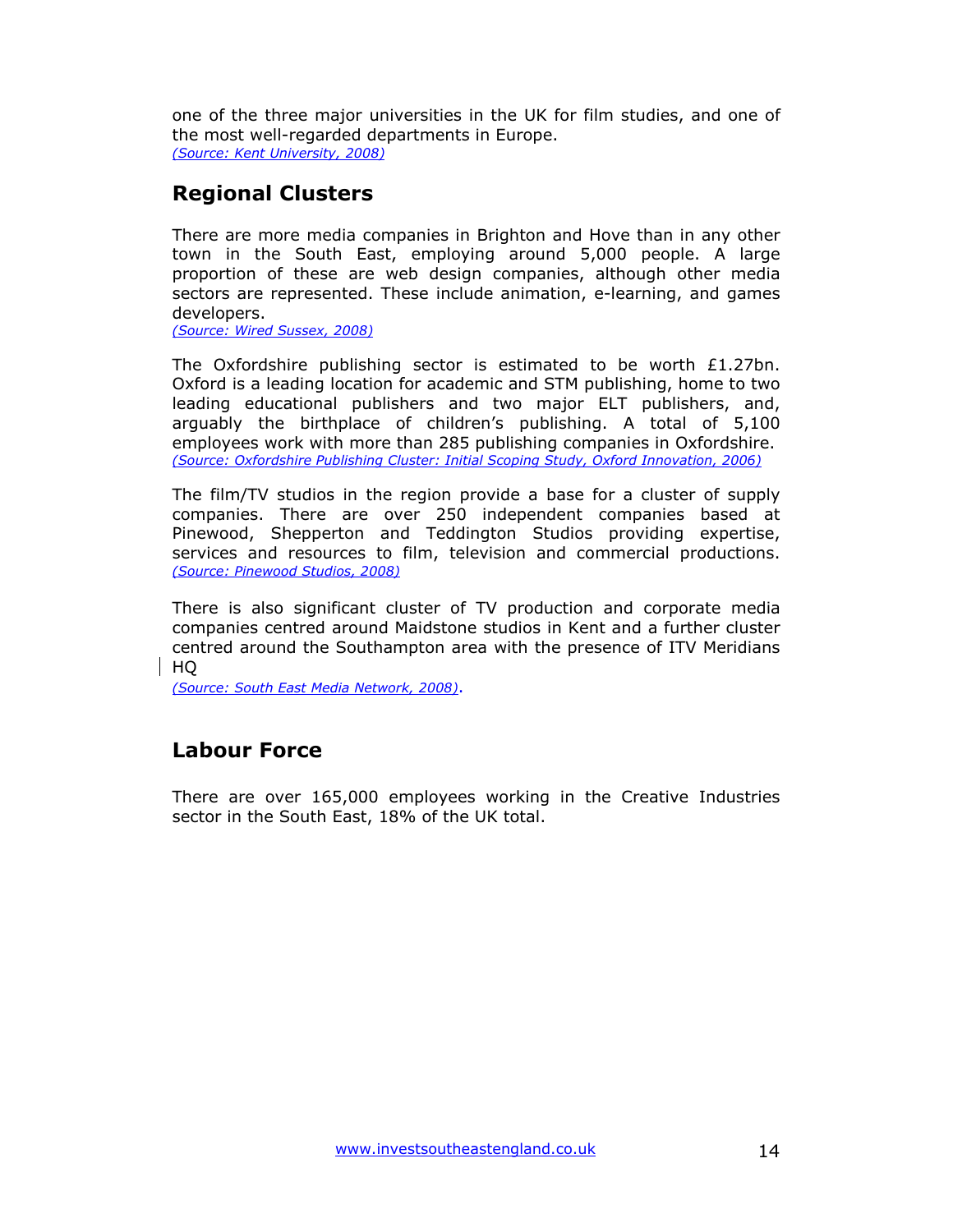one of the three major universities in the UK for film studies, and one of the most well-regarded departments in Europe.
*(Source: Kent University, 2008)*

## Regional Clusters

There are more media companies in Brighton and Hove than in any other town in the South East, employing around 5,000 people. A large proportion of these are web design companies, although other media sectors are represented. These include animation, e-learning, and games developers.
*(Source: Wired Sussex, 2008)*

The Oxfordshire publishing sector is estimated to be worth £1.27bn. Oxford is a leading location for academic and STM publishing, home to two leading educational publishers and two major ELT publishers, and, arguably the birthplace of children's publishing. A total of 5,100 employees work with more than 285 publishing companies in Oxfordshire.
*(Source: Oxfordshire Publishing Cluster: Initial Scoping Study, Oxford Innovation, 2006)*

The film/TV studios in the region provide a base for a cluster of supply companies. There are over 250 independent companies based at Pinewood, Shepperton and Teddington Studios providing expertise, services and resources to film, television and commercial productions.
*(Source: Pinewood Studios, 2008)*

There is also significant cluster of TV production and corporate media companies centred around Maidstone studios in Kent and a further cluster centred around the Southampton area with the presence of ITV Meridians HQ
*(Source: South East Media Network, 2008)*.

## Labour Force

There are over 165,000 employees working in the Creative Industries sector in the South East, 18% of the UK total.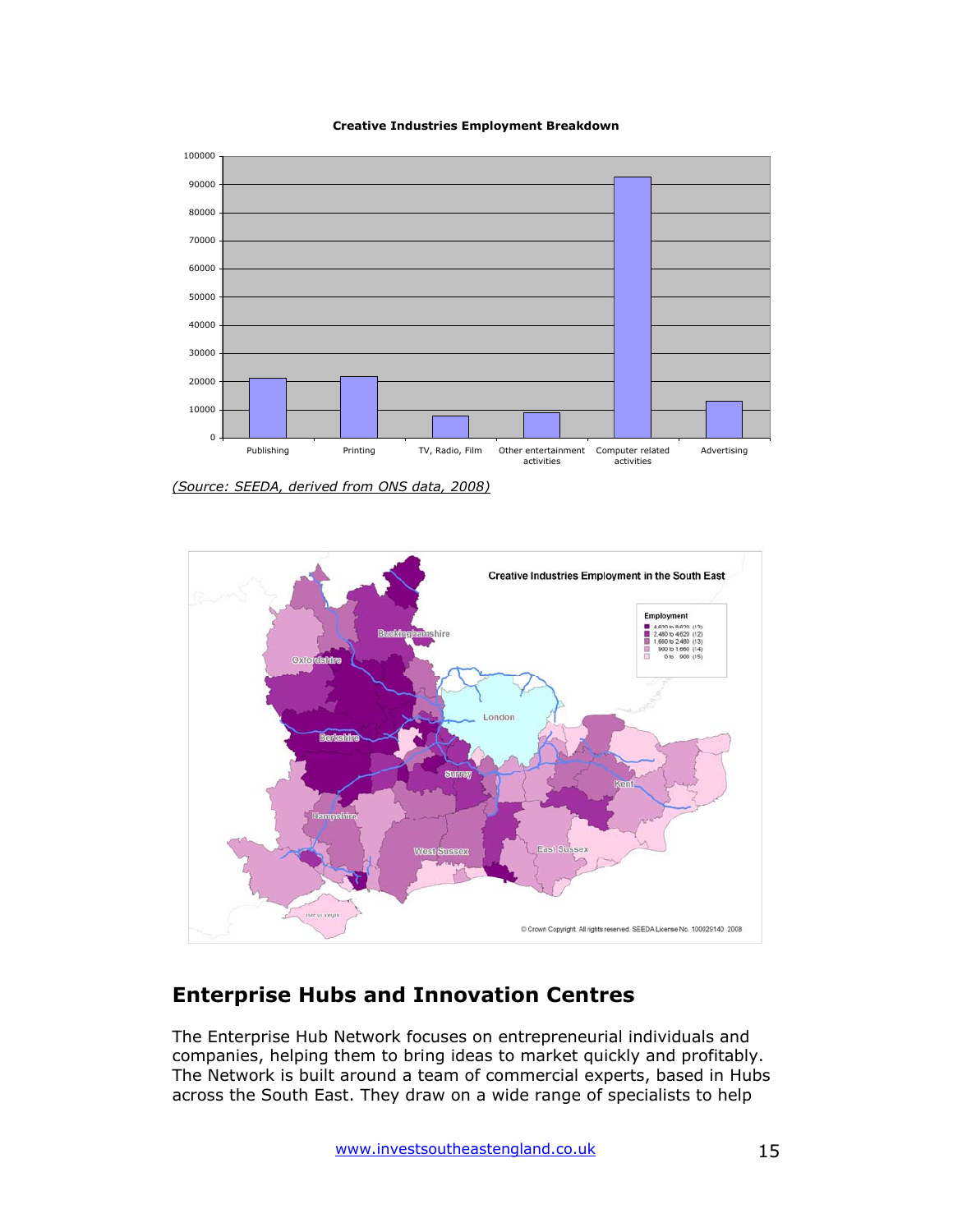**Creative Industries Employment Breakdown**

*(Source: SEEDA, derived from ONS data, 2008)*

## Enterprise Hubs and Innovation Centres

The Enterprise Hub Network focuses on entrepreneurial individuals and companies, helping them to bring ideas to market quickly and profitably. The Network is built around a team of commercial experts, based in Hubs across the South East. They draw on a wide range of specialists to help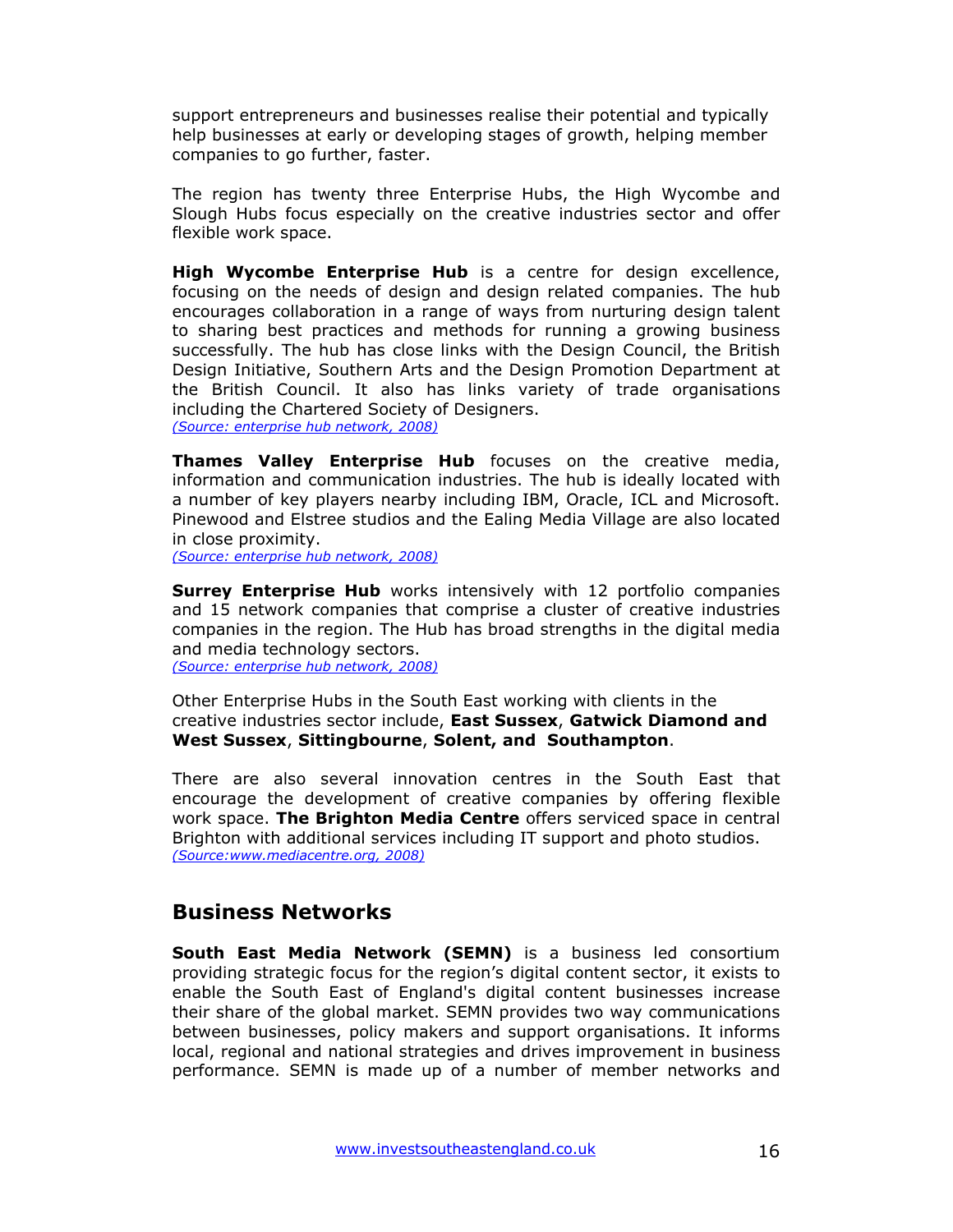support entrepreneurs and businesses realise their potential and typically help businesses at early or developing stages of growth, helping member companies to go further, faster.

The region has twenty three Enterprise Hubs, the High Wycombe and Slough Hubs focus especially on the creative industries sector and offer flexible work space.

**High Wycombe Enterprise Hub** is a centre for design excellence, focusing on the needs of design and design related companies. The hub encourages collaboration in a range of ways from nurturing design talent to sharing best practices and methods for running a growing business successfully. The hub has close links with the Design Council, the British Design Initiative, Southern Arts and the Design Promotion Department at the British Council. It also has links variety of trade organisations including the Chartered Society of Designers.
*(Source: enterprise hub network, 2008)*

**Thames Valley Enterprise Hub** focuses on the creative media, information and communication industries. The hub is ideally located with a number of key players nearby including IBM, Oracle, ICL and Microsoft. Pinewood and Elstree studios and the Ealing Media Village are also located in close proximity.
*(Source: enterprise hub network, 2008)*

**Surrey Enterprise Hub** works intensively with 12 portfolio companies and 15 network companies that comprise a cluster of creative industries companies in the region. The Hub has broad strengths in the digital media and media technology sectors.
*(Source: enterprise hub network, 2008)*

Other Enterprise Hubs in the South East working with clients in the creative industries sector include, **East Sussex**, **Gatwick Diamond and West Sussex**, **Sittingbourne**, **Solent, and Southampton**.

There are also several innovation centres in the South East that encourage the development of creative companies by offering flexible work space. **The Brighton Media Centre** offers serviced space in central Brighton with additional services including IT support and photo studios.
*(Source:www.mediacentre.org, 2008)*

## Business Networks

**South East Media Network (SEMN)** is a business led consortium providing strategic focus for the region's digital content sector, it exists to enable the South East of England's digital content businesses increase their share of the global market. SEMN provides two way communications between businesses, policy makers and support organisations. It informs local, regional and national strategies and drives improvement in business performance. SEMN is made up of a number of member networks and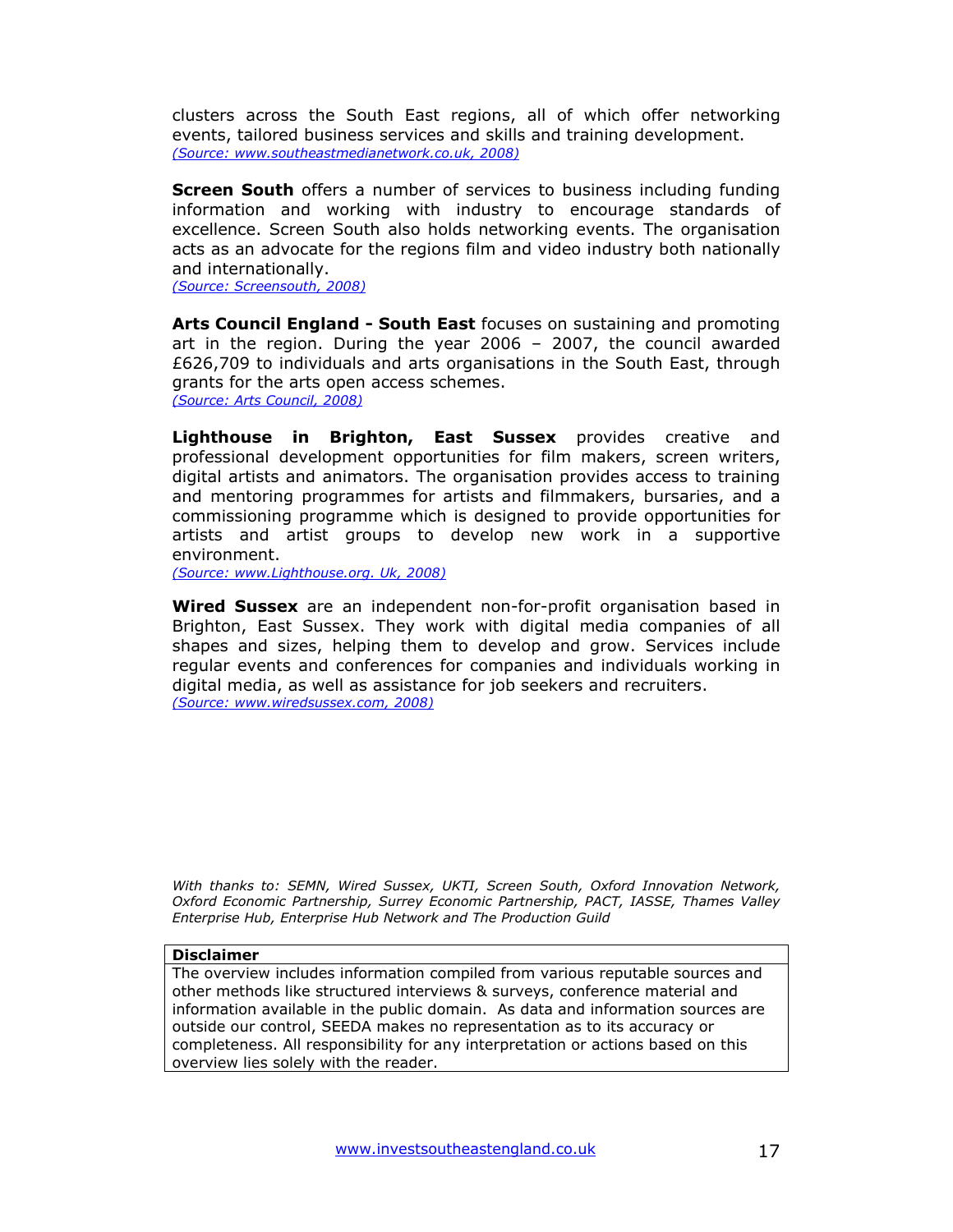clusters across the South East regions, all of which offer networking events, tailored business services and skills and training development.
*(Source: www.southeastmedianetwork.co.uk, 2008)*

**Screen South** offers a number of services to business including funding information and working with industry to encourage standards of excellence. Screen South also holds networking events. The organisation acts as an advocate for the regions film and video industry both nationally and internationally.
*(Source: Screensouth, 2008)*

**Arts Council England - South East** focuses on sustaining and promoting art in the region. During the year 2006 – 2007, the council awarded £626,709 to individuals and arts organisations in the South East, through grants for the arts open access schemes.
*(Source: Arts Council, 2008)*

**Lighthouse in Brighton, East Sussex** provides creative and professional development opportunities for film makers, screen writers, digital artists and animators. The organisation provides access to training and mentoring programmes for artists and filmmakers, bursaries, and a commissioning programme which is designed to provide opportunities for artists and artist groups to develop new work in a supportive environment.
*(Source: www.Lighthouse.org. Uk, 2008)*

**Wired Sussex** are an independent non-for-profit organisation based in Brighton, East Sussex. They work with digital media companies of all shapes and sizes, helping them to develop and grow. Services include regular events and conferences for companies and individuals working in digital media, as well as assistance for job seekers and recruiters.
*(Source: www.wiredsussex.com, 2008)*

*With thanks to: SEMN, Wired Sussex, UKTI, Screen South, Oxford Innovation Network, Oxford Economic Partnership, Surrey Economic Partnership, PACT, IASSE, Thames Valley Enterprise Hub, Enterprise Hub Network and The Production Guild*

| Disclaimer |
|---|
| The overview includes information compiled from various reputable sources and other methods like structured interviews & surveys, conference material and information available in the public domain. As data and information sources are outside our control, SEEDA makes no representation as to its accuracy or completeness. All responsibility for any interpretation or actions based on this overview lies solely with the reader. |

www.investsoutheastengland.co.uk